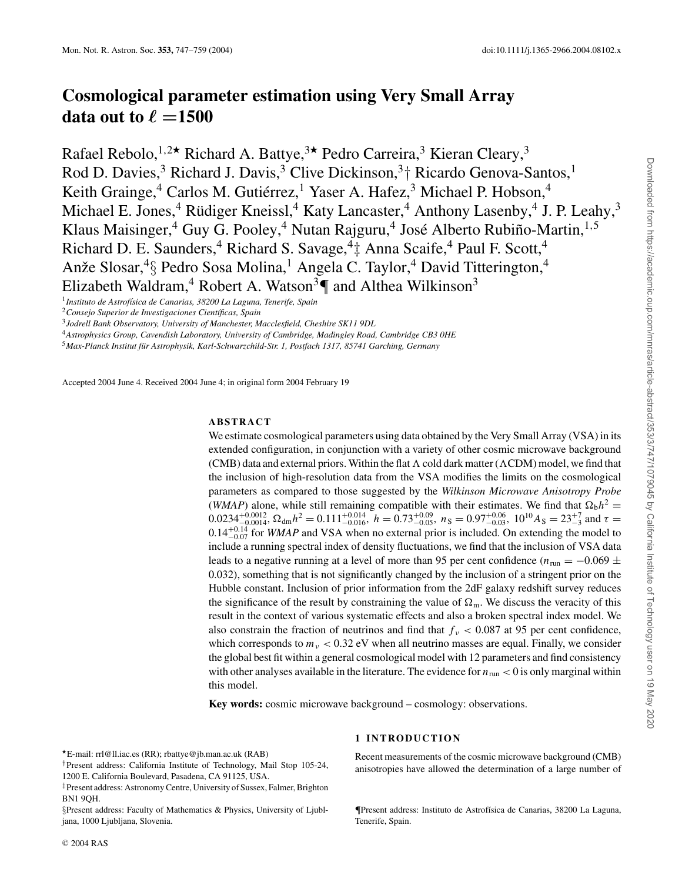# Cosmological parameter estimation using Very Small Array data out to $\ell = 1500$

Rafael Rebolo,[1,2★] Richard A. Battye,[3★] Pedro Carreira,[3] Kieran Cleary,[3] Rod D. Davies,[3] Richard J. Davis,[3] Clive Dickinson,[3†] Ricardo Genova-Santos,[1] Keith Grainge,[4] Carlos M. Gutiérrez,[1] Yaser A. Hafez,[3] Michael P. Hobson,[4] Michael E. Jones,[4] Rüdiger Kneissl,[4] Katy Lancaster,[4] Anthony Lasenby,[4] J. P. Leahy,[3] Klaus Maisinger,[4] Guy G. Pooley,[4] Nutan Rajguru,[4] José Alberto Rubiño-Martin,[1,5] Richard D. E. Saunders,[4] Richard S. Savage,[4‡] Anna Scaife,[4] Paul F. Scott,[4] Anže Slosar,[4§] Pedro Sosa Molina,[1] Angela C. Taylor,[4] David Titterington,[4] Elizabeth Waldram,[4] Robert A. Watson[3¶] and Althea Wilkinson[3]

[1] *Instituto de Astrofísica de Canarias, 38200 La Laguna, Tenerife, Spain*
[2] *Consejo Superior de Investigaciones Científicas, Spain*
[3] *Jodrell Bank Observatory, University of Manchester, Macclesfield, Cheshire SK11 9DL*
[4] *Astrophysics Group, Cavendish Laboratory, University of Cambridge, Madingley Road, Cambridge CB3 0HE*
[5] *Max-Planck Institut für Astrophysik, Karl-Schwarzchild-Str. 1, Postfach 1317, 85741 Garching, Germany*

Accepted 2004 June 4. Received 2004 June 4; in original form 2004 February 19

## ABSTRACT

We estimate cosmological parameters using data obtained by the Very Small Array (VSA) in its extended configuration, in conjunction with a variety of other cosmic microwave background (CMB) data and external priors. Within the flat $\Lambda$ cold dark matter ($\Lambda$CDM) model, we find that the inclusion of high-resolution data from the VSA modifies the limits on the cosmological parameters as compared to those suggested by the *Wilkinson Microwave Anisotropy Probe* (*WMAP*) alone, while still remaining compatible with their estimates. We find that $\Omega_{\rm b}h^2 = 0.0234^{+0.0012}_{-0.0014}$, $\Omega_{\rm dm}h^2 = 0.111^{+0.014}_{-0.016}$, $h = 0.73^{+0.09}_{-0.05}$, $n_{\rm S} = 0.97^{+0.06}_{-0.03}$, $10^{10}A_{\rm S} = 23^{+7}_{-3}$ and $\tau = 0.14^{+0.14}_{-0.07}$ for *WMAP* and VSA when no external prior is included. On extending the model to include a running spectral index of density fluctuations, we find that the inclusion of VSA data leads to a negative running at a level of more than 95 per cent confidence ($n_{\rm run} = -0.069 \pm 0.032$), something that is not significantly changed by the inclusion of a stringent prior on the Hubble constant. Inclusion of prior information from the 2dF galaxy redshift survey reduces the significance of the result by constraining the value of $\Omega_{\rm m}$. We discuss the veracity of this result in the context of various systematic effects and also a broken spectral index model. We also constrain the fraction of neutrinos and find that $f_\nu < 0.087$ at 95 per cent confidence, which corresponds to $m_\nu < 0.32$ eV when all neutrino masses are equal. Finally, we consider the global best fit within a general cosmological model with 12 parameters and find consistency with other analyses available in the literature. The evidence for $n_{\rm run} < 0$ is only marginal within this model.

**Key words:** cosmic microwave background – cosmology: observations.

## 1 INTRODUCTION

Recent measurements of the cosmic microwave background (CMB) anisotropies have allowed the determination of a large number of

★E-mail: rrl@ll.iac.es (RR); rbattye@jb.man.ac.uk (RAB)
†Present address: California Institute of Technology, Mail Stop 105-24, 1200 E. California Boulevard, Pasadena, CA 91125, USA.
‡Present address: Astronomy Centre, University of Sussex, Falmer, Brighton BN1 9QH.
§Present address: Faculty of Mathematics & Physics, University of Ljubljana, 1000 Ljubljana, Slovenia.
¶Present address: Instituto de Astrofísica de Canarias, 38200 La Laguna, Tenerife, Spain.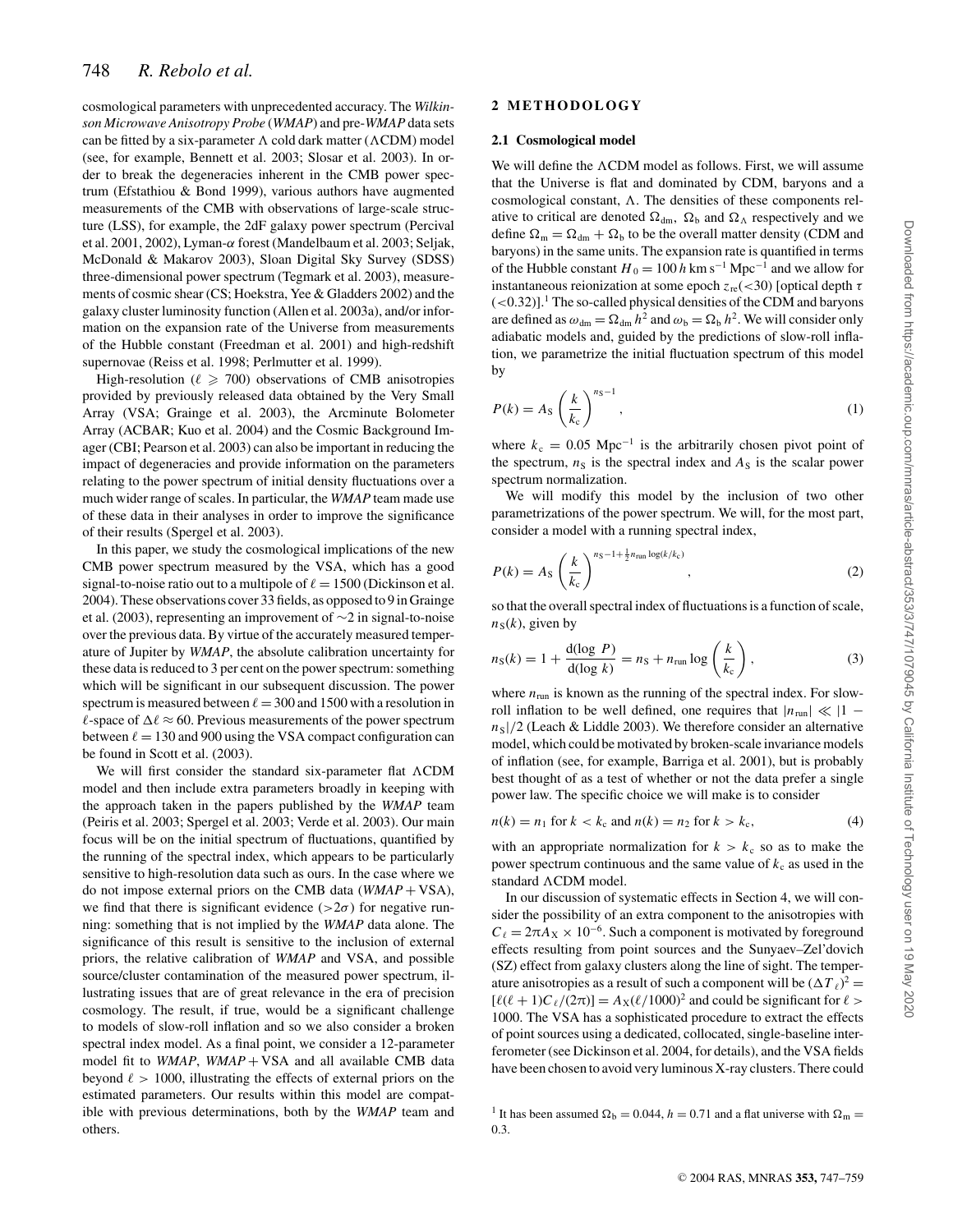cosmological parameters with unprecedented accuracy. The *Wilkinson Microwave Anisotropy Probe* (*WMAP*) and pre-*WMAP* data sets can be fitted by a six-parameter Λ cold dark matter (ΛCDM) model (see, for example, Bennett et al. 2003; Slosar et al. 2003). In order to break the degeneracies inherent in the CMB power spectrum (Efstathiou & Bond 1999), various authors have augmented measurements of the CMB with observations of large-scale structure (LSS), for example, the 2dF galaxy power spectrum (Percival et al. 2001, 2002), Lyman-α forest (Mandelbaum et al. 2003; Seljak, McDonald & Makarov 2003), Sloan Digital Sky Survey (SDSS) three-dimensional power spectrum (Tegmark et al. 2003), measurements of cosmic shear (CS; Hoekstra, Yee & Gladders 2002) and the galaxy cluster luminosity function (Allen et al. 2003a), and/or information on the expansion rate of the Universe from measurements of the Hubble constant (Freedman et al. 2001) and high-redshift supernovae (Reiss et al. 1998; Perlmutter et al. 1999).

High-resolution ($\ell \geqslant 700$) observations of CMB anisotropies provided by previously released data obtained by the Very Small Array (VSA; Grainge et al. 2003), the Arcminute Bolometer Array (ACBAR; Kuo et al. 2004) and the Cosmic Background Imager (CBI; Pearson et al. 2003) can also be important in reducing the impact of degeneracies and provide information on the parameters relating to the power spectrum of initial density fluctuations over a much wider range of scales. In particular, the *WMAP* team made use of these data in their analyses in order to improve the significance of their results (Spergel et al. 2003).

In this paper, we study the cosmological implications of the new CMB power spectrum measured by the VSA, which has a good signal-to-noise ratio out to a multipole of $\ell = 1500$ (Dickinson et al. 2004). These observations cover 33 fields, as opposed to 9 in Grainge et al. (2003), representing an improvement of ∼2 in signal-to-noise over the previous data. By virtue of the accurately measured temperature of Jupiter by *WMAP*, the absolute calibration uncertainty for these data is reduced to 3 per cent on the power spectrum: something which will be significant in our subsequent discussion. The power spectrum is measured between $\ell = 300$ and 1500 with a resolution in $\ell$-space of $\Delta\ell \approx 60$. Previous measurements of the power spectrum between $\ell = 130$ and 900 using the VSA compact configuration can be found in Scott et al. (2003).

We will first consider the standard six-parameter flat ΛCDM model and then include extra parameters broadly in keeping with the approach taken in the papers published by the *WMAP* team (Peiris et al. 2003; Spergel et al. 2003; Verde et al. 2003). Our main focus will be on the initial spectrum of fluctuations, quantified by the running of the spectral index, which appears to be particularly sensitive to high-resolution data such as ours. In the case where we do not impose external priors on the CMB data (*WMAP* + VSA), we find that there is significant evidence (>2σ) for negative running: something that is not implied by the *WMAP* data alone. The significance of this result is sensitive to the inclusion of external priors, the relative calibration of *WMAP* and VSA, and possible source/cluster contamination of the measured power spectrum, illustrating issues that are of great relevance in the era of precision cosmology. The result, if true, would be a significant challenge to models of slow-roll inflation and so we also consider a broken spectral index model. As a final point, we consider a 12-parameter model fit to *WMAP*, *WMAP* + VSA and all available CMB data beyond $\ell > 1000$, illustrating the effects of external priors on the estimated parameters. Our results within this model are compatible with previous determinations, both by the *WMAP* team and others.

## 2 METHODOLOGY

### 2.1 Cosmological model

We will define the ΛCDM model as follows. First, we will assume that the Universe is flat and dominated by CDM, baryons and a cosmological constant, Λ. The densities of these components relative to critical are denoted $\Omega_{\rm dm}$, $\Omega_{\rm b}$ and $\Omega_\Lambda$ respectively and we define $\Omega_{\rm m} = \Omega_{\rm dm} + \Omega_{\rm b}$ to be the overall matter density (CDM and baryons) in the same units. The expansion rate is quantified in terms of the Hubble constant $H_0 = 100\,h$ km s$^{-1}$ Mpc$^{-1}$ and we allow for instantaneous reionization at some epoch $z_{\rm re}(<30)$ [optical depth $\tau$ $(<0.32)$].[1] The so-called physical densities of the CDM and baryons are defined as $\omega_{\rm dm} = \Omega_{\rm dm}\,h^2$ and $\omega_{\rm b} = \Omega_{\rm b}\,h^2$. We will consider only adiabatic models and, guided by the predictions of slow-roll inflation, we parametrize the initial fluctuation spectrum of this model by

$$P(k) = A_{\rm S}\left(\frac{k}{k_{\rm c}}\right)^{n_{\rm S}-1}, \tag{1}$$

where $k_{\rm c} = 0.05$ Mpc$^{-1}$ is the arbitrarily chosen pivot point of the spectrum, $n_{\rm S}$ is the spectral index and $A_{\rm S}$ is the scalar power spectrum normalization.

We will modify this model by the inclusion of two other parametrizations of the power spectrum. We will, for the most part, consider a model with a running spectral index,

$$P(k) = A_{\rm S}\left(\frac{k}{k_{\rm c}}\right)^{n_{\rm S}-1+\frac{1}{2}n_{\rm run}\log(k/k_{\rm c})}, \tag{2}$$

so that the overall spectral index of fluctuations is a function of scale, $n_{\rm S}(k)$, given by

$$n_{\rm S}(k) = 1 + \frac{{\rm d}(\log\,P)}{{\rm d}(\log\,k)} = n_{\rm S} + n_{\rm run}\log\left(\frac{k}{k_{\rm c}}\right), \tag{3}$$

where $n_{\rm run}$ is known as the running of the spectral index. For slow-roll inflation to be well defined, one requires that $|n_{\rm run}| \ll |1 - n_{\rm S}|/2$ (Leach & Liddle 2003). We therefore consider an alternative model, which could be motivated by broken-scale invariance models of inflation (see, for example, Barriga et al. 2001), but is probably best thought of as a test of whether or not the data prefer a single power law. The specific choice we will make is to consider

$$n(k) = n_1 \text{ for } k < k_{\rm c} \text{ and } n(k) = n_2 \text{ for } k > k_{\rm c}, \tag{4}$$

with an appropriate normalization for $k > k_{\rm c}$ so as to make the power spectrum continuous and the same value of $k_{\rm c}$ as used in the standard ΛCDM model.

In our discussion of systematic effects in Section 4, we will consider the possibility of an extra component to the anisotropies with $C_\ell = 2\pi A_{\rm X} \times 10^{-6}$. Such a component is motivated by foreground effects resulting from point sources and the Sunyaev–Zel'dovich (SZ) effect from galaxy clusters along the line of sight. The temperature anisotropies as a result of such a component will be $(\Delta T_\ell)^2 = [\ell(\ell+1)C_\ell/(2\pi)] = A_{\rm X}(\ell/1000)^2$ and could be significant for $\ell > 1000$. The VSA has a sophisticated procedure to extract the effects of point sources using a dedicated, collocated, single-baseline interferometer (see Dickinson et al. 2004, for details), and the VSA fields have been chosen to avoid very luminous X-ray clusters. There could

[1] It has been assumed $\Omega_{\rm b} = 0.044$, $h = 0.71$ and a flat universe with $\Omega_{\rm m} = 0.3$.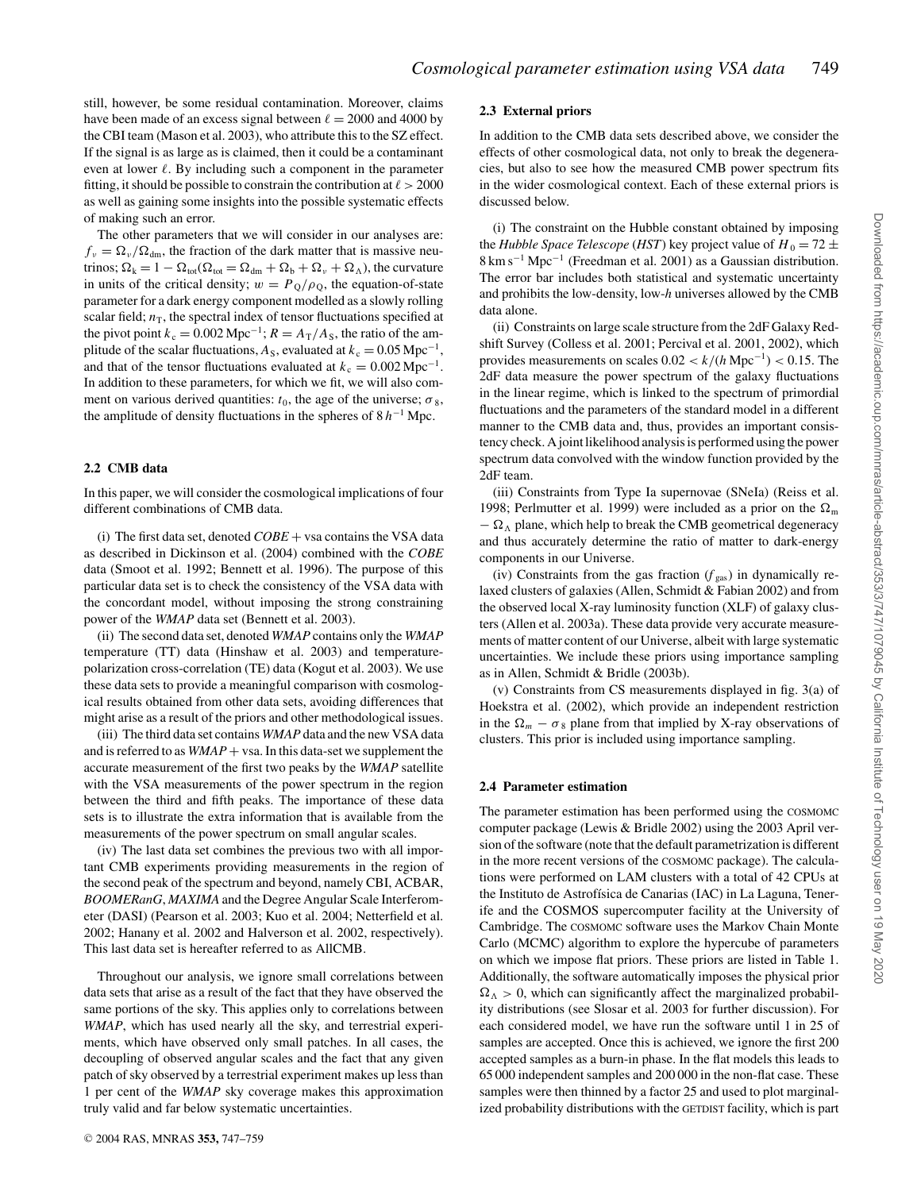still, however, be some residual contamination. Moreover, claims have been made of an excess signal between $\ell = 2000$ and 4000 by the CBI team (Mason et al. 2003), who attribute this to the SZ effect. If the signal is as large as is claimed, then it could be a contaminant even at lower $\ell$. By including such a component in the parameter fitting, it should be possible to constrain the contribution at $\ell > 2000$ as well as gaining some insights into the possible systematic effects of making such an error.

The other parameters that we will consider in our analyses are: $f_\nu = \Omega_\nu/\Omega_{\rm dm}$, the fraction of the dark matter that is massive neutrinos; $\Omega_{\rm k} = 1 - \Omega_{\rm tot}(\Omega_{\rm tot} = \Omega_{\rm dm} + \Omega_{\rm b} + \Omega_\nu + \Omega_\Lambda)$, the curvature in units of the critical density; $w = P_{\rm Q}/\rho_{\rm Q}$, the equation-of-state parameter for a dark energy component modelled as a slowly rolling scalar field; $n_{\rm T}$, the spectral index of tensor fluctuations specified at the pivot point $k_{\rm c} = 0.002\,{\rm Mpc}^{-1}$; $R = A_{\rm T}/A_{\rm S}$, the ratio of the amplitude of the scalar fluctuations, $A_{\rm S}$, evaluated at $k_{\rm c} = 0.05\,{\rm Mpc}^{-1}$, and that of the tensor fluctuations evaluated at $k_{\rm c} = 0.002\,{\rm Mpc}^{-1}$. In addition to these parameters, for which we fit, we will also comment on various derived quantities: $t_0$, the age of the universe; $\sigma_8$, the amplitude of density fluctuations in the spheres of $8\,h^{-1}$ Mpc.

### 2.2 CMB data

In this paper, we will consider the cosmological implications of four different combinations of CMB data.

(i) The first data set, denoted *COBE* + vsa contains the VSA data as described in Dickinson et al. (2004) combined with the *COBE* data (Smoot et al. 1992; Bennett et al. 1996). The purpose of this particular data set is to check the consistency of the VSA data with the concordant model, without imposing the strong constraining power of the *WMAP* data set (Bennett et al. 2003).

(ii) The second data set, denoted *WMAP* contains only the *WMAP* temperature (TT) data (Hinshaw et al. 2003) and temperature-polarization cross-correlation (TE) data (Kogut et al. 2003). We use these data sets to provide a meaningful comparison with cosmological results obtained from other data sets, avoiding differences that might arise as a result of the priors and other methodological issues.

(iii) The third data set contains *WMAP* data and the new VSA data and is referred to as *WMAP* + vsa. In this data-set we supplement the accurate measurement of the first two peaks by the *WMAP* satellite with the VSA measurements of the power spectrum in the region between the third and fifth peaks. The importance of these data sets is to illustrate the extra information that is available from the measurements of the power spectrum on small angular scales.

(iv) The last data set combines the previous two with all important CMB experiments providing measurements in the region of the second peak of the spectrum and beyond, namely CBI, ACBAR, *BOOMERanG*, *MAXIMA* and the Degree Angular Scale Interferometer (DASI) (Pearson et al. 2003; Kuo et al. 2004; Netterfield et al. 2002; Hanany et al. 2002 and Halverson et al. 2002, respectively). This last data set is hereafter referred to as AllCMB.

Throughout our analysis, we ignore small correlations between data sets that arise as a result of the fact that they have observed the same portions of the sky. This applies only to correlations between *WMAP*, which has used nearly all the sky, and terrestrial experiments, which have observed only small patches. In all cases, the decoupling of observed angular scales and the fact that any given patch of sky observed by a terrestrial experiment makes up less than 1 per cent of the *WMAP* sky coverage makes this approximation truly valid and far below systematic uncertainties.

### 2.3 External priors

In addition to the CMB data sets described above, we consider the effects of other cosmological data, not only to break the degeneracies, but also to see how the measured CMB power spectrum fits in the wider cosmological context. Each of these external priors is discussed below.

(i) The constraint on the Hubble constant obtained by imposing the *Hubble Space Telescope* (*HST*) key project value of $H_0 = 72 \pm 8\,{\rm km\,s^{-1}\,Mpc^{-1}}$ (Freedman et al. 2001) as a Gaussian distribution. The error bar includes both statistical and systematic uncertainty and prohibits the low-density, low-$h$ universes allowed by the CMB data alone.

(ii) Constraints on large scale structure from the 2dF Galaxy Redshift Survey (Colless et al. 2001; Percival et al. 2001, 2002), which provides measurements on scales $0.02 < k/(h\,{\rm Mpc}^{-1}) < 0.15$. The 2dF data measure the power spectrum of the galaxy fluctuations in the linear regime, which is linked to the spectrum of primordial fluctuations and the parameters of the standard model in a different manner to the CMB data and, thus, provides an important consistency check. A joint likelihood analysis is performed using the power spectrum data convolved with the window function provided by the 2dF team.

(iii) Constraints from Type Ia supernovae (SNeIa) (Reiss et al. 1998; Perlmutter et al. 1999) were included as a prior on the $\Omega_{\rm m} - \Omega_\Lambda$ plane, which help to break the CMB geometrical degeneracy and thus accurately determine the ratio of matter to dark-energy components in our Universe.

(iv) Constraints from the gas fraction ($f_{\rm gas}$) in dynamically relaxed clusters of galaxies (Allen, Schmidt & Fabian 2002) and from the observed local X-ray luminosity function (XLF) of galaxy clusters (Allen et al. 2003a). These data provide very accurate measurements of matter content of our Universe, albeit with large systematic uncertainties. We include these priors using importance sampling as in Allen, Schmidt & Bridle (2003b).

(v) Constraints from CS measurements displayed in fig. 3(a) of Hoekstra et al. (2002), which provide an independent restriction in the $\Omega_m - \sigma_8$ plane from that implied by X-ray observations of clusters. This prior is included using importance sampling.

### 2.4 Parameter estimation

The parameter estimation has been performed using the COSMOMC computer package (Lewis & Bridle 2002) using the 2003 April version of the software (note that the default parametrization is different in the more recent versions of the COSMOMC package). The calculations were performed on LAM clusters with a total of 42 CPUs at the Instituto de Astrofísica de Canarias (IAC) in La Laguna, Tenerife and the COSMOS supercomputer facility at the University of Cambridge. The COSMOMC software uses the Markov Chain Monte Carlo (MCMC) algorithm to explore the hypercube of parameters on which we impose flat priors. These priors are listed in Table 1. Additionally, the software automatically imposes the physical prior $\Omega_\Lambda > 0$, which can significantly affect the marginalized probability distributions (see Slosar et al. 2003 for further discussion). For each considered model, we have run the software until 1 in 25 of samples are accepted. Once this is achieved, we ignore the first 200 accepted samples as a burn-in phase. In the flat models this leads to 65 000 independent samples and 200 000 in the non-flat case. These samples were then thinned by a factor 25 and used to plot marginalized probability distributions with the GETDIST facility, which is part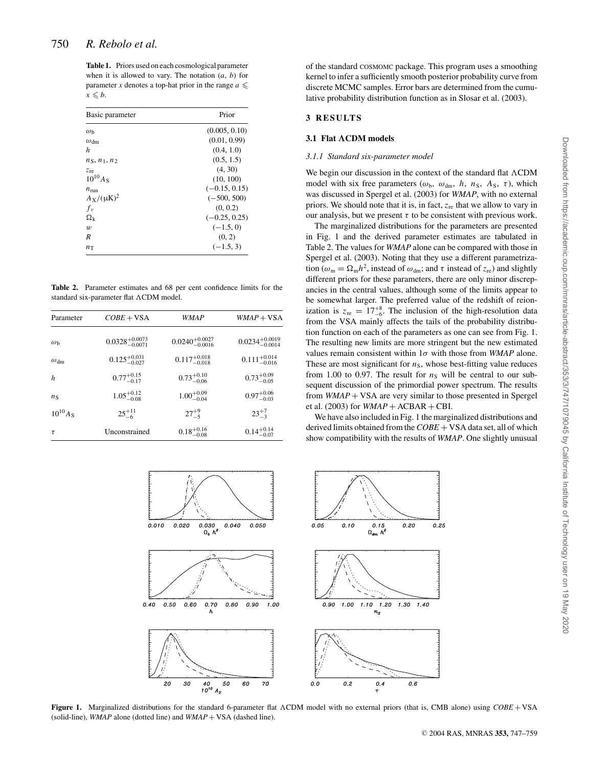**Table 1.** Priors used on each cosmological parameter when it is allowed to vary. The notation $(a, b)$ for parameter $x$ denotes a top-hat prior in the range $a \leqslant x \leqslant b$.

| Basic parameter | Prior |
|---|---|
| $\omega_b$ | (0.005, 0.10) |
| $\omega_{dm}$ | (0.01, 0.99) |
| $h$ | (0.4, 1.0) |
| $n_S, n_1, n_2$ | (0.5, 1.5) |
| $z_{re}$ | (4, 30) |
| $10^{10} A_S$ | (10, 100) |
| $n_{run}$ | (−0.15, 0.15) |
| $A_X/(\mu K)^2$ | (−500, 500) |
| $f_\nu$ | (0, 0.2) |
| $\Omega_k$ | (−0.25, 0.25) |
| $w$ | (−1.5, 0) |
| $R$ | (0, 2) |
| $n_T$ | (−1.5, 3) |

**Table 2.** Parameter estimates and 68 per cent confidence limits for the standard six-parameter flat ΛCDM model.

| Parameter | *COBE* + VSA | *WMAP* | *WMAP* + VSA |
|---|---|---|---|
| $\omega_b$ | $0.0328^{+0.0073}_{-0.0071}$ | $0.0240^{+0.0027}_{-0.0016}$ | $0.0234^{+0.0019}_{-0.0014}$ |
| $\omega_{dm}$ | $0.125^{+0.031}_{-0.027}$ | $0.117^{+0.018}_{-0.018}$ | $0.111^{+0.014}_{-0.016}$ |
| $h$ | $0.77^{+0.15}_{-0.17}$ | $0.73^{+0.10}_{-0.06}$ | $0.73^{+0.09}_{-0.05}$ |
| $n_S$ | $1.05^{+0.12}_{-0.08}$ | $1.00^{+0.09}_{-0.04}$ | $0.97^{+0.06}_{-0.03}$ |
| $10^{10} A_S$ | $25^{+11}_{-6}$ | $27^{+9}_{-5}$ | $23^{+7}_{-3}$ |
| $\tau$ | Unconstrained | $0.18^{+0.16}_{-0.08}$ | $0.14^{+0.14}_{-0.07}$ |

of the standard COSMOMC package. This program uses a smoothing kernel to infer a sufficiently smooth posterior probability curve from discrete MCMC samples. Error bars are determined from the cumulative probability distribution function as in Slosar et al. (2003).

## 3 RESULTS

### 3.1 Flat ΛCDM models

#### 3.1.1 Standard six-parameter model

We begin our discussion in the context of the standard flat ΛCDM model with six free parameters ($\omega_b$, $\omega_{dm}$, $h$, $n_S$, $A_S$, $\tau$), which was discussed in Spergel et al. (2003) for *WMAP*, with no external priors. We should note that it is, in fact, $z_{re}$ that we allow to vary in our analysis, but we present $\tau$ to be consistent with previous work.

The marginalized distributions for the parameters are presented in Fig. 1 and the derived parameter estimates are tabulated in Table 2. The values for *WMAP* alone can be compared with those in Spergel et al. (2003). Noting that they use a different parametrization ($\omega_m = \Omega_m h^2$, instead of $\omega_{dm}$; and $\tau$ instead of $z_{re}$) and slightly different priors for these parameters, there are only minor discrepancies in the central values, although some of the limits appear to be somewhat larger. The preferred value of the redshift of reionization is $z_{re} = 17^{+8}_{-6}$. The inclusion of the high-resolution data from the VSA mainly affects the tails of the probability distribution function on each of the parameters as one can see from Fig. 1. The resulting new limits are more stringent but the new estimated values remain consistent within $1\sigma$ with those from *WMAP* alone. These are most significant for $n_S$, whose best-fitting value reduces from 1.00 to 0.97. The result for $n_S$ will be central to our subsequent discussion of the primordial power spectrum. The results from *WMAP* + VSA are very similar to those presented in Spergel et al. (2003) for *WMAP* + ACBAR + CBI.

We have also included in Fig. 1 the marginalized distributions and derived limits obtained from the *COBE* + VSA data set, all of which show compatibility with the results of *WMAP*. One slightly unusual

**Figure 1.** Marginalized distributions for the standard 6-parameter flat ΛCDM model with no external priors (that is, CMB alone) using *COBE* + VSA (solid-line), *WMAP* alone (dotted line) and *WMAP* + VSA (dashed line).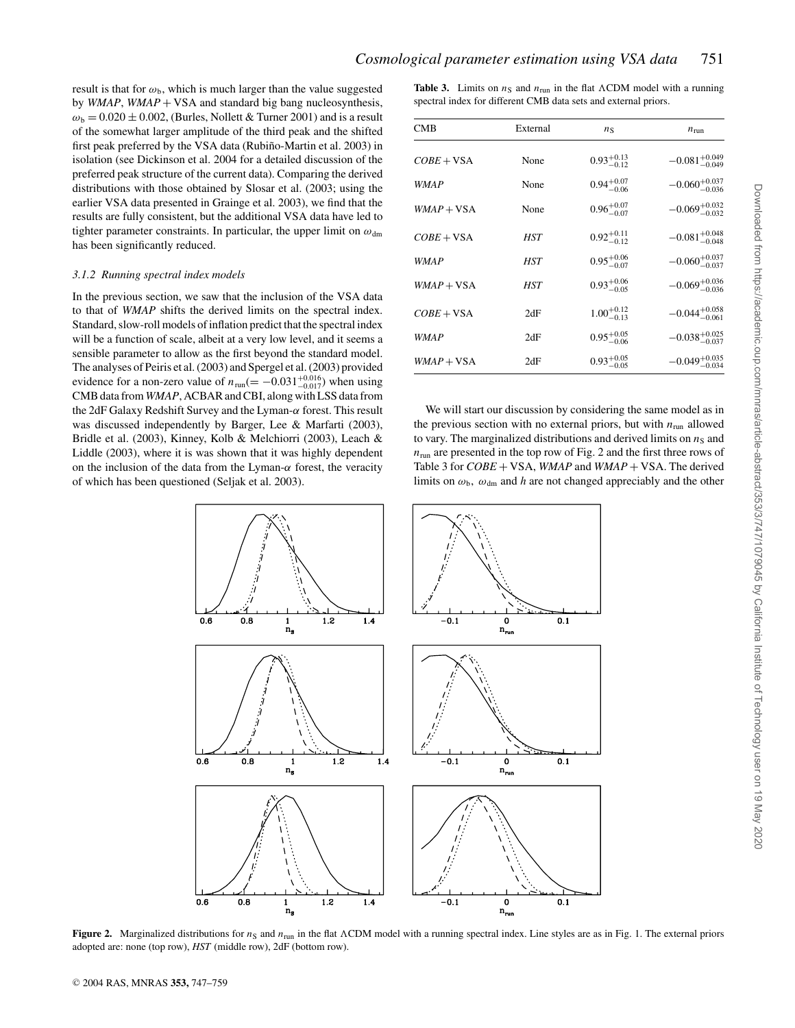result is that for $\omega_b$, which is much larger than the value suggested by *WMAP*, *WMAP* + VSA and standard big bang nucleosynthesis, $\omega_b = 0.020 \pm 0.002$, (Burles, Nollett & Turner 2001) and is a result of the somewhat larger amplitude of the third peak and the shifted first peak preferred by the VSA data (Rubiño-Martin et al. 2003) in isolation (see Dickinson et al. 2004 for a detailed discussion of the preferred peak structure of the current data). Comparing the derived distributions with those obtained by Slosar et al. (2003; using the earlier VSA data presented in Grainge et al. 2003), we find that the results are fully consistent, but the additional VSA data have led to tighter parameter constraints. In particular, the upper limit on $\omega_{dm}$ has been significantly reduced.

### 3.1.2 Running spectral index models

In the previous section, we saw that the inclusion of the VSA data to that of *WMAP* shifts the derived limits on the spectral index. Standard, slow-roll models of inflation predict that the spectral index will be a function of scale, albeit at a very low level, and it seems a sensible parameter to allow as the first beyond the standard model. The analyses of Peiris et al. (2003) and Spergel et al. (2003) provided evidence for a non-zero value of $n_{run}(= -0.031^{+0.016}_{-0.017})$ when using CMB data from *WMAP*, ACBAR and CBI, along with LSS data from the 2dF Galaxy Redshift Survey and the Lyman-$\alpha$ forest. This result was discussed independently by Barger, Lee & Marfarti (2003), Bridle et al. (2003), Kinney, Kolb & Melchiorri (2003), Leach & Liddle (2003), where it is was shown that it was highly dependent on the inclusion of the data from the Lyman-$\alpha$ forest, the veracity of which has been questioned (Seljak et al. 2003).

**Table 3.** Limits on $n_S$ and $n_{run}$ in the flat $\Lambda$CDM model with a running spectral index for different CMB data sets and external priors.

| CMB | External | $n_S$ | $n_{run}$ |
|---|---|---|---|
| *COBE* + VSA | None | $0.93^{+0.13}_{-0.12}$ | $-0.081^{+0.049}_{-0.049}$ |
| *WMAP* | None | $0.94^{+0.07}_{-0.06}$ | $-0.060^{+0.037}_{-0.036}$ |
| *WMAP* + VSA | None | $0.96^{+0.07}_{-0.07}$ | $-0.069^{+0.032}_{-0.032}$ |
| *COBE* + VSA | *HST* | $0.92^{+0.11}_{-0.12}$ | $-0.081^{+0.048}_{-0.048}$ |
| *WMAP* | *HST* | $0.95^{+0.06}_{-0.07}$ | $-0.060^{+0.037}_{-0.037}$ |
| *WMAP* + VSA | *HST* | $0.93^{+0.06}_{-0.05}$ | $-0.069^{+0.036}_{-0.036}$ |
| *COBE* + VSA | 2dF | $1.00^{+0.12}_{-0.13}$ | $-0.044^{+0.058}_{-0.061}$ |
| *WMAP* | 2dF | $0.95^{+0.05}_{-0.06}$ | $-0.038^{+0.025}_{-0.037}$ |
| *WMAP* + VSA | 2dF | $0.93^{+0.05}_{-0.05}$ | $-0.049^{+0.035}_{-0.034}$ |

We will start our discussion by considering the same model as in the previous section with no external priors, but with $n_{run}$ allowed to vary. The marginalized distributions and derived limits on $n_S$ and $n_{run}$ are presented in the top row of Fig. 2 and the first three rows of Table 3 for *COBE* + VSA, *WMAP* and *WMAP* + VSA. The derived limits on $\omega_b$, $\omega_{dm}$ and $h$ are not changed appreciably and the other

**Figure 2.** Marginalized distributions for $n_S$ and $n_{run}$ in the flat $\Lambda$CDM model with a running spectral index. Line styles are as in Fig. 1. The external priors adopted are: none (top row), *HST* (middle row), 2dF (bottom row).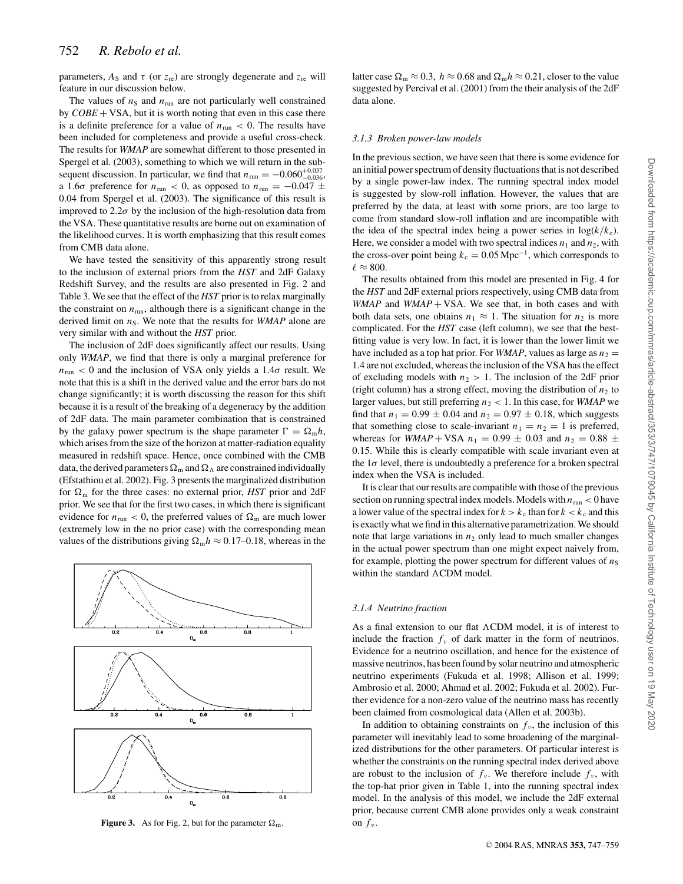parameters, $A_S$ and $\tau$ (or $z_{re}$) are strongly degenerate and $z_{re}$ will feature in our discussion below.

The values of $n_S$ and $n_{run}$ are not particularly well constrained by *COBE* + VSA, but it is worth noting that even in this case there is a definite preference for a value of $n_{run} < 0$. The results have been included for completeness and provide a useful cross-check. The results for *WMAP* are somewhat different to those presented in Spergel et al. (2003), something to which we will return in the subsequent discussion. In particular, we find that $n_{run} = -0.060^{+0.037}_{-0.036}$, a $1.6\sigma$ preference for $n_{run} < 0$, as opposed to $n_{run} = -0.047 \pm 0.04$ from Spergel et al. (2003). The significance of this result is improved to $2.2\sigma$ by the inclusion of the high-resolution data from the VSA. These quantitative results are borne out on examination of the likelihood curves. It is worth emphasizing that this result comes from CMB data alone.

We have tested the sensitivity of this apparently strong result to the inclusion of external priors from the *HST* and 2dF Galaxy Redshift Survey, and the results are also presented in Fig. 2 and Table 3. We see that the effect of the *HST* prior is to relax marginally the constraint on $n_{run}$, although there is a significant change in the derived limit on $n_S$. We note that the results for *WMAP* alone are very similar with and without the *HST* prior.

The inclusion of 2dF does significantly affect our results. Using only *WMAP*, we find that there is only a marginal preference for $n_{run} < 0$ and the inclusion of VSA only yields a $1.4\sigma$ result. We note that this is a shift in the derived value and the error bars do not change significantly; it is worth discussing the reason for this shift because it is a result of the breaking of a degeneracy by the addition of 2dF data. The main parameter combination that is constrained by the galaxy power spectrum is the shape parameter $\Gamma = \Omega_m h$, which arises from the size of the horizon at matter-radiation equality measured in redshift space. Hence, once combined with the CMB data, the derived parameters $\Omega_m$ and $\Omega_\Lambda$ are constrained individually (Efstathiou et al. 2002). Fig. 3 presents the marginalized distribution for $\Omega_m$ for the three cases: no external prior, *HST* prior and 2dF prior. We see that for the first two cases, in which there is significant evidence for $n_{run} < 0$, the preferred values of $\Omega_m$ are much lower (extremely low in the no prior case) with the corresponding mean values of the distributions giving $\Omega_m h \approx 0.17$–$0.18$, whereas in the latter case $\Omega_m \approx 0.3$, $h \approx 0.68$ and $\Omega_m h \approx 0.21$, closer to the value suggested by Percival et al. (2001) from the their analysis of the 2dF data alone.

**Figure 3.** As for Fig. 2, but for the parameter $\Omega_m$.

### 3.1.3 Broken power-law models

In the previous section, we have seen that there is some evidence for an initial power spectrum of density fluctuations that is not described by a single power-law index. The running spectral index model is suggested by slow-roll inflation. However, the values that are preferred by the data, at least with some priors, are too large to come from standard slow-roll inflation and are incompatible with the idea of the spectral index being a power series in $\log(k/k_c)$. Here, we consider a model with two spectral indices $n_1$ and $n_2$, with the cross-over point being $k_c = 0.05\,\mathrm{Mpc}^{-1}$, which corresponds to $\ell \approx 800$.

The results obtained from this model are presented in Fig. 4 for the *HST* and 2dF external priors respectively, using CMB data from *WMAP* and *WMAP* + VSA. We see that, in both cases and with both data sets, one obtains $n_1 \approx 1$. The situation for $n_2$ is more complicated. For the *HST* case (left column), we see that the best-fitting value is very low. In fact, it is lower than the lower limit we have included as a top hat prior. For *WMAP*, values as large as $n_2 = 1.4$ are not excluded, whereas the inclusion of the VSA has the effect of excluding models with $n_2 > 1$. The inclusion of the 2dF prior (right column) has a strong effect, moving the distribution of $n_2$ to larger values, but still preferring $n_2 < 1$. In this case, for *WMAP* we find that $n_1 = 0.99 \pm 0.04$ and $n_2 = 0.97 \pm 0.18$, which suggests that something close to scale-invariant $n_1 = n_2 = 1$ is preferred, whereas for *WMAP* + VSA $n_1 = 0.99 \pm 0.03$ and $n_2 = 0.88 \pm 0.15$. While this is clearly compatible with scale invariant even at the $1\sigma$ level, there is undoubtedly a preference for a broken spectral index when the VSA is included.

It is clear that our results are compatible with those of the previous section on running spectral index models. Models with $n_{run} < 0$ have a lower value of the spectral index for $k > k_c$ than for $k < k_c$ and this is exactly what we find in this alternative parametrization. We should note that large variations in $n_2$ only lead to much smaller changes in the actual power spectrum than one might expect naively from, for example, plotting the power spectrum for different values of $n_S$ within the standard $\Lambda$CDM model.

### 3.1.4 Neutrino fraction

As a final extension to our flat $\Lambda$CDM model, it is of interest to include the fraction $f_\nu$ of dark matter in the form of neutrinos. Evidence for a neutrino oscillation, and hence for the existence of massive neutrinos, has been found by solar neutrino and atmospheric neutrino experiments (Fukuda et al. 1998; Allison et al. 1999; Ambrosio et al. 2000; Ahmad et al. 2002; Fukuda et al. 2002). Further evidence for a non-zero value of the neutrino mass has recently been claimed from cosmological data (Allen et al. 2003b).

In addition to obtaining constraints on $f_\nu$, the inclusion of this parameter will inevitably lead to some broadening of the marginalized distributions for the other parameters. Of particular interest is whether the constraints on the running spectral index derived above are robust to the inclusion of $f_\nu$. We therefore include $f_\nu$, with the top-hat prior given in Table 1, into the running spectral index model. In the analysis of this model, we include the 2dF external prior, because current CMB alone provides only a weak constraint on $f_\nu$.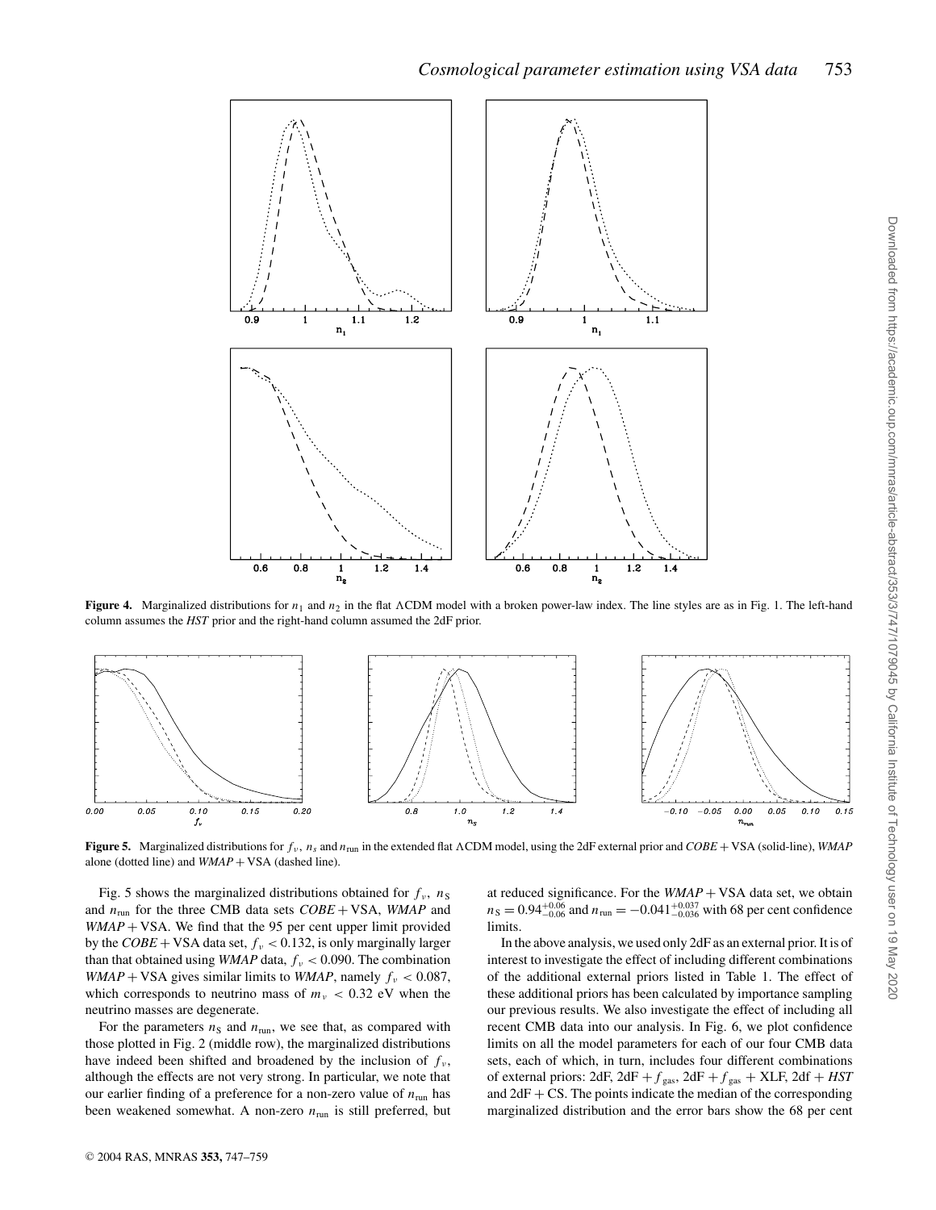**Figure 4.** Marginalized distributions for $n_1$ and $n_2$ in the flat ΛCDM model with a broken power-law index. The line styles are as in Fig. 1. The left-hand column assumes the *HST* prior and the right-hand column assumed the 2dF prior.

**Figure 5.** Marginalized distributions for $f_\nu$, $n_s$ and $n_{\rm run}$ in the extended flat ΛCDM model, using the 2dF external prior and *COBE* + VSA (solid-line), *WMAP* alone (dotted line) and *WMAP* + VSA (dashed line).

Fig. 5 shows the marginalized distributions obtained for $f_\nu$, $n_{\rm S}$ and $n_{\rm run}$ for the three CMB data sets *COBE* + VSA, *WMAP* and *WMAP* + VSA. We find that the 95 per cent upper limit provided by the *COBE* + VSA data set, $f_\nu < 0.132$, is only marginally larger than that obtained using *WMAP* data, $f_\nu < 0.090$. The combination *WMAP* + VSA gives similar limits to *WMAP*, namely $f_\nu < 0.087$, which corresponds to neutrino mass of $m_\nu < 0.32$ eV when the neutrino masses are degenerate.

For the parameters $n_{\rm S}$ and $n_{\rm run}$, we see that, as compared with those plotted in Fig. 2 (middle row), the marginalized distributions have indeed been shifted and broadened by the inclusion of $f_\nu$, although the effects are not very strong. In particular, we note that our earlier finding of a preference for a non-zero value of $n_{\rm run}$ has been weakened somewhat. A non-zero $n_{\rm run}$ is still preferred, but at reduced significance. For the *WMAP* + VSA data set, we obtain $n_{\rm S} = 0.94^{+0.06}_{-0.06}$ and $n_{\rm run} = -0.041^{+0.037}_{-0.036}$ with 68 per cent confidence limits.

In the above analysis, we used only 2dF as an external prior. It is of interest to investigate the effect of including different combinations of the additional external priors listed in Table 1. The effect of these additional priors has been calculated by importance sampling our previous results. We also investigate the effect of including all recent CMB data into our analysis. In Fig. 6, we plot confidence limits on all the model parameters for each of our four CMB data sets, each of which, in turn, includes four different combinations of external priors: 2dF, 2dF + $f_{\rm gas}$, 2dF + $f_{\rm gas}$ + XLF, 2df + *HST* and 2dF + CS. The points indicate the median of the corresponding marginalized distribution and the error bars show the 68 per cent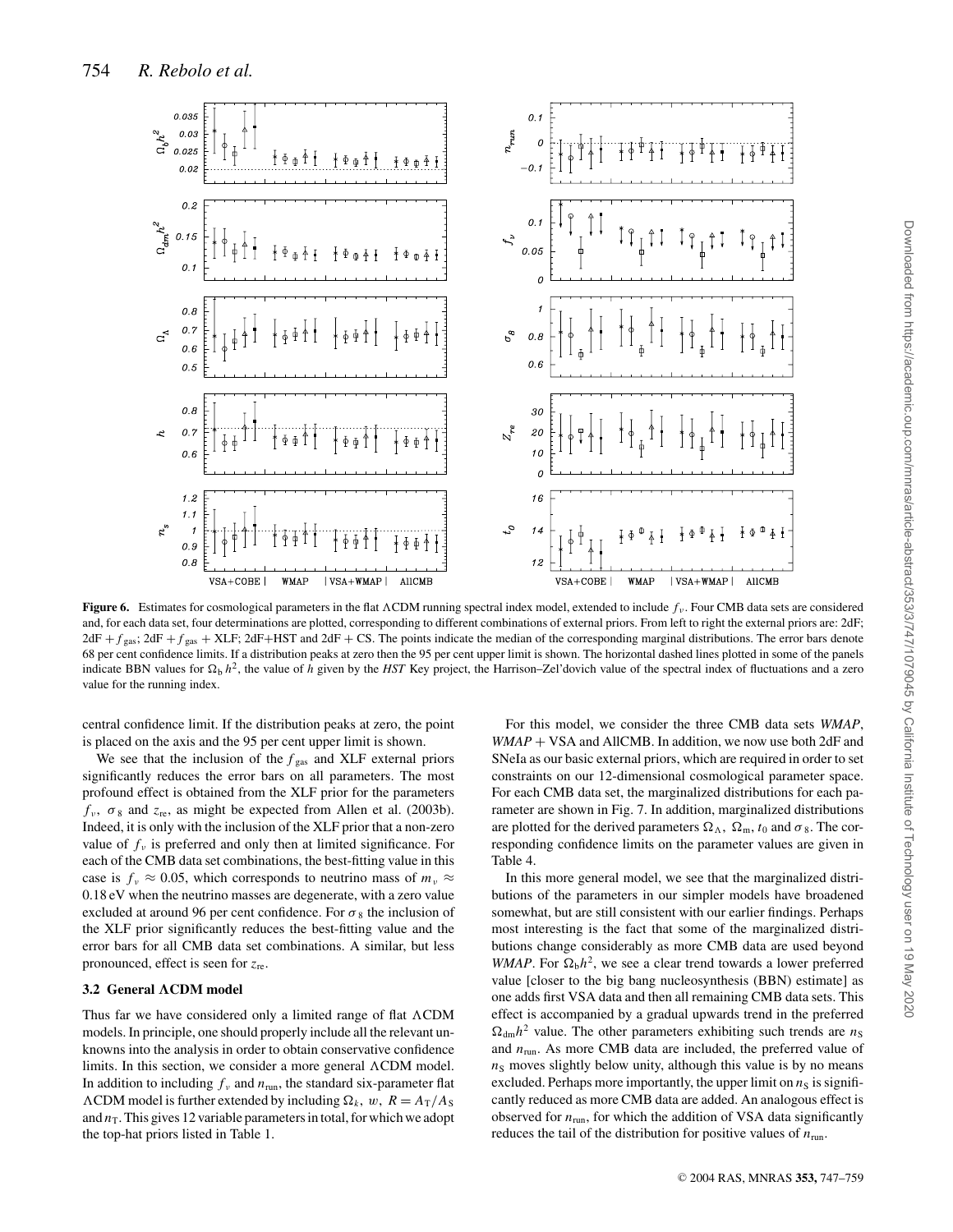**Figure 6.** Estimates for cosmological parameters in the flat ΛCDM running spectral index model, extended to include $f_\nu$. Four CMB data sets are considered and, for each data set, four determinations are plotted, corresponding to different combinations of external priors. From left to right the external priors are: 2dF; 2dF + $f_{\rm gas}$; 2dF + $f_{\rm gas}$ + XLF; 2dF+HST and 2dF + CS. The points indicate the median of the corresponding marginal distributions. The error bars denote 68 per cent confidence limits. If a distribution peaks at zero then the 95 per cent upper limit is shown. The horizontal dashed lines plotted in some of the panels indicate BBN values for $\Omega_b h^2$, the value of $h$ given by the *HST* Key project, the Harrison–Zel'dovich value of the spectral index of fluctuations and a zero value for the running index.

central confidence limit. If the distribution peaks at zero, the point is placed on the axis and the 95 per cent upper limit is shown.

We see that the inclusion of the $f_{\rm gas}$ and XLF external priors significantly reduces the error bars on all parameters. The most profound effect is obtained from the XLF prior for the parameters $f_\nu$, $\sigma_8$ and $z_{\rm re}$, as might be expected from Allen et al. (2003b). Indeed, it is only with the inclusion of the XLF prior that a non-zero value of $f_\nu$ is preferred and only then at limited significance. For each of the CMB data set combinations, the best-fitting value in this case is $f_\nu \approx 0.05$, which corresponds to neutrino mass of $m_\nu \approx 0.18$ eV when the neutrino masses are degenerate, with a zero value excluded at around 96 per cent confidence. For $\sigma_8$ the inclusion of the XLF prior significantly reduces the best-fitting value and the error bars for all CMB data set combinations. A similar, but less pronounced, effect is seen for $z_{\rm re}$.

### 3.2 General ΛCDM model

Thus far we have considered only a limited range of flat ΛCDM models. In principle, one should properly include all the relevant unknowns into the analysis in order to obtain conservative confidence limits. In this section, we consider a more general ΛCDM model. In addition to including $f_\nu$ and $n_{\rm run}$, the standard six-parameter flat ΛCDM model is further extended by including $\Omega_k$, $w$, $R = A_{\rm T}/A_{\rm S}$ and $n_{\rm T}$. This gives 12 variable parameters in total, for which we adopt the top-hat priors listed in Table 1.

For this model, we consider the three CMB data sets *WMAP*, *WMAP* + VSA and AllCMB. In addition, we now use both 2dF and SNeIa as our basic external priors, which are required in order to set constraints on our 12-dimensional cosmological parameter space. For each CMB data set, the marginalized distributions for each parameter are shown in Fig. 7. In addition, marginalized distributions are plotted for the derived parameters $\Omega_\Lambda$, $\Omega_{\rm m}$, $t_0$ and $\sigma_8$. The corresponding confidence limits on the parameter values are given in Table 4.

In this more general model, we see that the marginalized distributions of the parameters in our simpler models have broadened somewhat, but are still consistent with our earlier findings. Perhaps most interesting is the fact that some of the marginalized distributions change considerably as more CMB data are used beyond *WMAP*. For $\Omega_b h^2$, we see a clear trend towards a lower preferred value [closer to the big bang nucleosynthesis (BBN) estimate] as one adds first VSA data and then all remaining CMB data sets. This effect is accompanied by a gradual upwards trend in the preferred $\Omega_{\rm dm} h^2$ value. The other parameters exhibiting such trends are $n_{\rm S}$ and $n_{\rm run}$. As more CMB data are included, the preferred value of $n_{\rm S}$ moves slightly below unity, although this value is by no means excluded. Perhaps more importantly, the upper limit on $n_{\rm S}$ is significantly reduced as more CMB data are added. An analogous effect is observed for $n_{\rm run}$, for which the addition of VSA data significantly reduces the tail of the distribution for positive values of $n_{\rm run}$.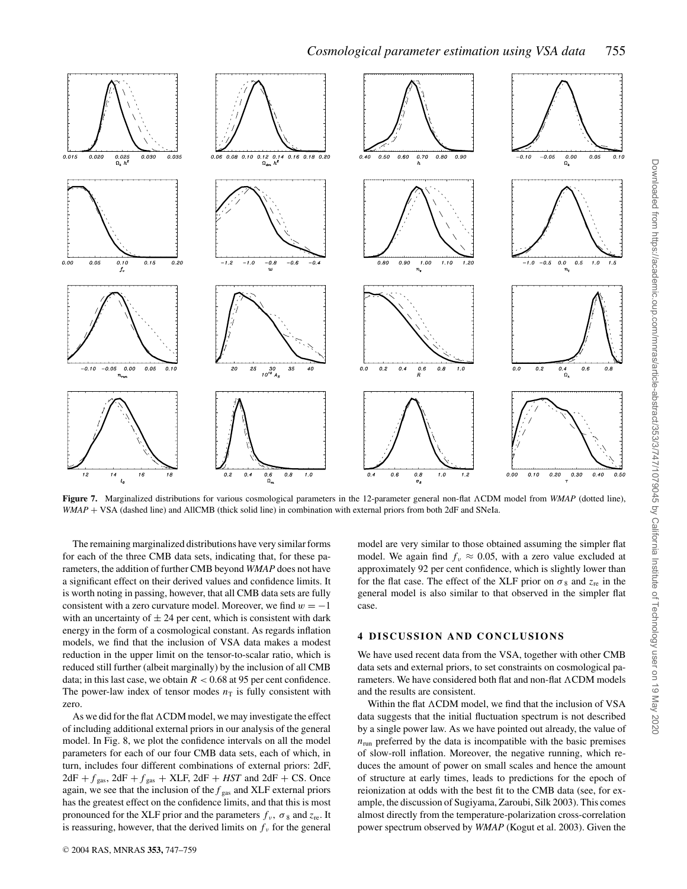**Figure 7.** Marginalized distributions for various cosmological parameters in the 12-parameter general non-flat ΛCDM model from *WMAP* (dotted line), *WMAP* + VSA (dashed line) and AllCMB (thick solid line) in combination with external priors from both 2dF and SNeIa.

The remaining marginalized distributions have very similar forms for each of the three CMB data sets, indicating that, for these parameters, the addition of further CMB beyond *WMAP* does not have a significant effect on their derived values and confidence limits. It is worth noting in passing, however, that all CMB data sets are fully consistent with a zero curvature model. Moreover, we find $w = -1$ with an uncertainty of $\pm$ 24 per cent, which is consistent with dark energy in the form of a cosmological constant. As regards inflation models, we find that the inclusion of VSA data makes a modest reduction in the upper limit on the tensor-to-scalar ratio, which is reduced still further (albeit marginally) by the inclusion of all CMB data; in this last case, we obtain $R < 0.68$ at 95 per cent confidence. The power-law index of tensor modes $n_{\rm T}$ is fully consistent with zero.

As we did for the flat ΛCDM model, we may investigate the effect of including additional external priors in our analysis of the general model. In Fig. 8, we plot the confidence intervals on all the model parameters for each of our four CMB data sets, each of which, in turn, includes four different combinations of external priors: 2dF, 2dF + $f_{\rm gas}$, 2dF + $f_{\rm gas}$ + XLF, 2dF + *HST* and 2dF + CS. Once again, we see that the inclusion of the $f_{\rm gas}$ and XLF external priors has the greatest effect on the confidence limits, and that this is most pronounced for the XLF prior and the parameters $f_\nu$, $\sigma_8$ and $z_{\rm re}$. It is reassuring, however, that the derived limits on $f_\nu$ for the general model are very similar to those obtained assuming the simpler flat model. We again find $f_\nu \approx 0.05$, with a zero value excluded at approximately 92 per cent confidence, which is slightly lower than for the flat case. The effect of the XLF prior on $\sigma_8$ and $z_{\rm re}$ in the general model is also similar to that observed in the simpler flat case.

## 4 DISCUSSION AND CONCLUSIONS

We have used recent data from the VSA, together with other CMB data sets and external priors, to set constraints on cosmological parameters. We have considered both flat and non-flat ΛCDM models and the results are consistent.

Within the flat ΛCDM model, we find that the inclusion of VSA data suggests that the initial fluctuation spectrum is not described by a single power law. As we have pointed out already, the value of $n_{\rm run}$ preferred by the data is incompatible with the basic premises of slow-roll inflation. Moreover, the negative running, which reduces the amount of power on small scales and hence the amount of structure at early times, leads to predictions for the epoch of reionization at odds with the best fit to the CMB data (see, for example, the discussion of Sugiyama, Zaroubi, Silk 2003). This comes almost directly from the temperature-polarization cross-correlation power spectrum observed by *WMAP* (Kogut et al. 2003). Given the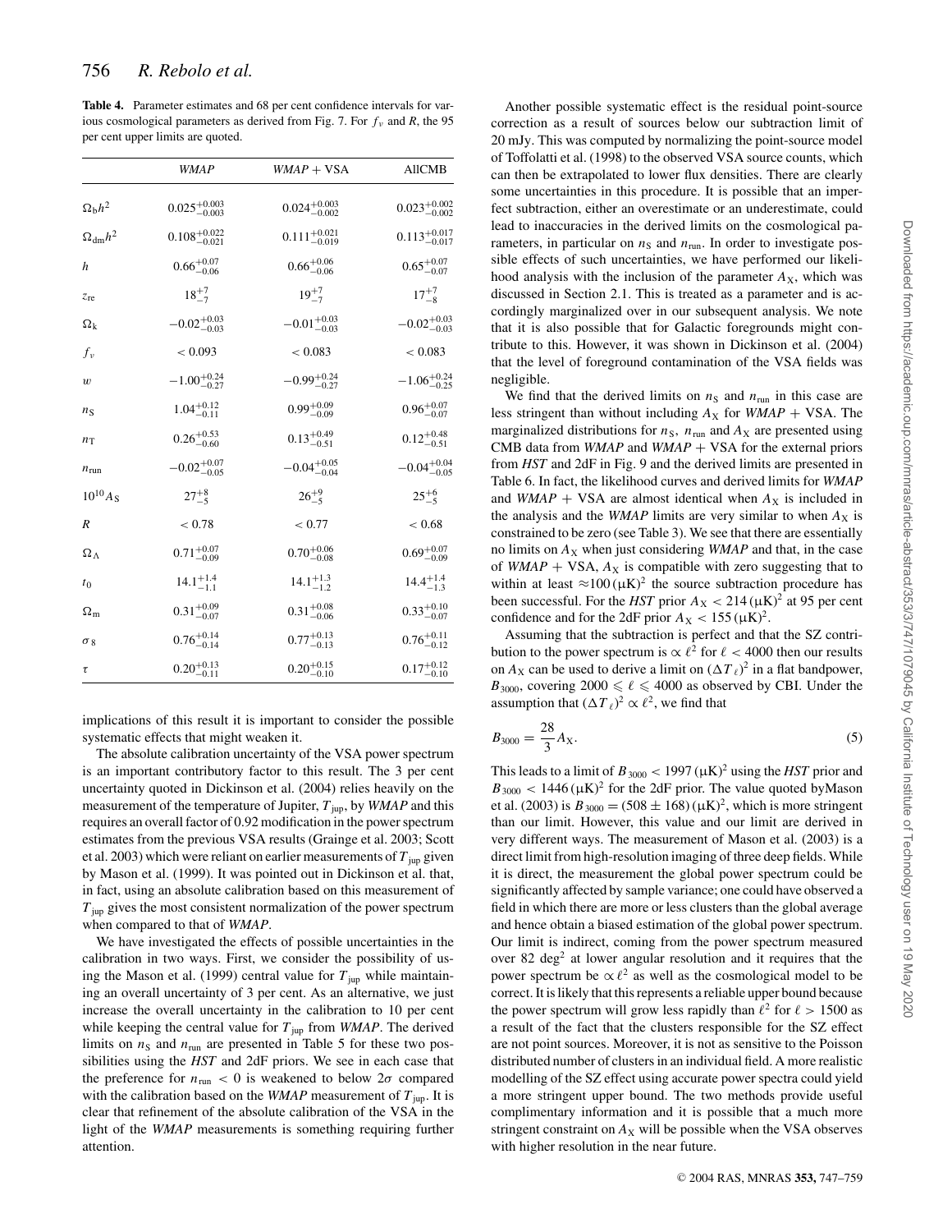**Table 4.** Parameter estimates and 68 per cent confidence intervals for various cosmological parameters as derived from Fig. 7. For $f_\nu$ and $R$, the 95 per cent upper limits are quoted.

| | *WMAP* | *WMAP* + VSA | AllCMB |
|---|---|---|---|
| $\Omega_b h^2$ | $0.025^{+0.003}_{-0.003}$ | $0.024^{+0.003}_{-0.002}$ | $0.023^{+0.002}_{-0.002}$ |
| $\Omega_{dm} h^2$ | $0.108^{+0.022}_{-0.021}$ | $0.111^{+0.021}_{-0.019}$ | $0.113^{+0.017}_{-0.017}$ |
| $h$ | $0.66^{+0.07}_{-0.06}$ | $0.66^{+0.06}_{-0.06}$ | $0.65^{+0.07}_{-0.07}$ |
| $z_{re}$ | $18^{+7}_{-7}$ | $19^{+7}_{-7}$ | $17^{+7}_{-8}$ |
| $\Omega_k$ | $-0.02^{+0.03}_{-0.03}$ | $-0.01^{+0.03}_{-0.03}$ | $-0.02^{+0.03}_{-0.03}$ |
| $f_\nu$ | $< 0.093$ | $< 0.083$ | $< 0.083$ |
| $w$ | $-1.00^{+0.24}_{-0.27}$ | $-0.99^{+0.24}_{-0.27}$ | $-1.06^{+0.24}_{-0.25}$ |
| $n_S$ | $1.04^{+0.12}_{-0.11}$ | $0.99^{+0.09}_{-0.09}$ | $0.96^{+0.07}_{-0.07}$ |
| $n_T$ | $0.26^{+0.53}_{-0.60}$ | $0.13^{+0.49}_{-0.51}$ | $0.12^{+0.48}_{-0.51}$ |
| $n_{run}$ | $-0.02^{+0.07}_{-0.05}$ | $-0.04^{+0.05}_{-0.04}$ | $-0.04^{+0.04}_{-0.05}$ |
| $10^{10} A_S$ | $27^{+8}_{-5}$ | $26^{+9}_{-5}$ | $25^{+6}_{-5}$ |
| $R$ | $< 0.78$ | $< 0.77$ | $< 0.68$ |
| $\Omega_\Lambda$ | $0.71^{+0.07}_{-0.09}$ | $0.70^{+0.06}_{-0.08}$ | $0.69^{+0.07}_{-0.09}$ |
| $t_0$ | $14.1^{+1.4}_{-1.1}$ | $14.1^{+1.3}_{-1.2}$ | $14.4^{+1.4}_{-1.3}$ |
| $\Omega_m$ | $0.31^{+0.09}_{-0.07}$ | $0.31^{+0.08}_{-0.06}$ | $0.33^{+0.10}_{-0.07}$ |
| $\sigma_8$ | $0.76^{+0.14}_{-0.14}$ | $0.77^{+0.13}_{-0.13}$ | $0.76^{+0.11}_{-0.12}$ |
| $\tau$ | $0.20^{+0.13}_{-0.11}$ | $0.20^{+0.15}_{-0.10}$ | $0.17^{+0.12}_{-0.10}$ |

implications of this result it is important to consider the possible systematic effects that might weaken it.

The absolute calibration uncertainty of the VSA power spectrum is an important contributory factor to this result. The 3 per cent uncertainty quoted in Dickinson et al. (2004) relies heavily on the measurement of the temperature of Jupiter, $T_{jup}$, by *WMAP* and this requires an overall factor of 0.92 modification in the power spectrum estimates from the previous VSA results (Grainge et al. 2003; Scott et al. 2003) which were reliant on earlier measurements of $T_{jup}$ given by Mason et al. (1999). It was pointed out in Dickinson et al. that, in fact, using an absolute calibration based on this measurement of $T_{jup}$ gives the most consistent normalization of the power spectrum when compared to that of *WMAP*.

We have investigated the effects of possible uncertainties in the calibration in two ways. First, we consider the possibility of using the Mason et al. (1999) central value for $T_{jup}$ while maintaining an overall uncertainty of 3 per cent. As an alternative, we just increase the overall uncertainty in the calibration to 10 per cent while keeping the central value for $T_{jup}$ from *WMAP*. The derived limits on $n_S$ and $n_{run}$ are presented in Table 5 for these two possibilities using the *HST* and 2dF priors. We see in each case that the preference for $n_{run} < 0$ is weakened to below $2\sigma$ compared with the calibration based on the *WMAP* measurement of $T_{jup}$. It is clear that refinement of the absolute calibration of the VSA in the light of the *WMAP* measurements is something requiring further attention.

Another possible systematic effect is the residual point-source correction as a result of sources below our subtraction limit of 20 mJy. This was computed by normalizing the point-source model of Toffolatti et al. (1998) to the observed VSA source counts, which can then be extrapolated to lower flux densities. There are clearly some uncertainties in this procedure. It is possible that an imperfect subtraction, either an overestimate or an underestimate, could lead to inaccuracies in the derived limits on the cosmological parameters, in particular on $n_S$ and $n_{run}$. In order to investigate possible effects of such uncertainties, we have performed our likelihood analysis with the inclusion of the parameter $A_X$, which was discussed in Section 2.1. This is treated as a parameter and is accordingly marginalized over in our subsequent analysis. We note that it is also possible that for Galactic foregrounds might contribute to this. However, it was shown in Dickinson et al. (2004) that the level of foreground contamination of the VSA fields was negligible.

We find that the derived limits on $n_S$ and $n_{run}$ in this case are less stringent than without including $A_X$ for *WMAP* + VSA. The marginalized distributions for $n_S$, $n_{run}$ and $A_X$ are presented using CMB data from *WMAP* and *WMAP* + VSA for the external priors from *HST* and 2dF in Fig. 9 and the derived limits are presented in Table 6. In fact, the likelihood curves and derived limits for *WMAP* and *WMAP* + VSA are almost identical when $A_X$ is included in the analysis and the *WMAP* limits are very similar to when $A_X$ is constrained to be zero (see Table 3). We see that there are essentially no limits on $A_X$ when just considering *WMAP* and that, in the case of *WMAP* + VSA, $A_X$ is compatible with zero suggesting that to within at least $\approx 100\,(\mu\mathrm{K})^2$ the source subtraction procedure has been successful. For the *HST* prior $A_X < 214\,(\mu\mathrm{K})^2$ at 95 per cent confidence and for the 2dF prior $A_X < 155\,(\mu\mathrm{K})^2$.

Assuming that the subtraction is perfect and that the SZ contribution to the power spectrum is $\propto \ell^2$ for $\ell < 4000$ then our results on $A_X$ can be used to derive a limit on $(\Delta T_\ell)^2$ in a flat bandpower, $B_{3000}$, covering $2000 \leqslant \ell \leqslant 4000$ as observed by CBI. Under the assumption that $(\Delta T_\ell)^2 \propto \ell^2$, we find that

$$B_{3000} = \frac{28}{3} A_X. \tag{5}$$

This leads to a limit of $B_{3000} < 1997\,(\mu\mathrm{K})^2$ using the *HST* prior and $B_{3000} < 1446\,(\mu\mathrm{K})^2$ for the 2dF prior. The value quoted byMason et al. (2003) is $B_{3000} = (508 \pm 168)\,(\mu\mathrm{K})^2$, which is more stringent than our limit. However, this value and our limit are derived in very different ways. The measurement of Mason et al. (2003) is a direct limit from high-resolution imaging of three deep fields. While it is direct, the measurement the global power spectrum could be significantly affected by sample variance; one could have observed a field in which there are more or less clusters than the global average and hence obtain a biased estimation of the global power spectrum. Our limit is indirect, coming from the power spectrum measured over 82 deg$^2$ at lower angular resolution and it requires that the power spectrum be $\propto \ell^2$ as well as the cosmological model to be correct. It is likely that this represents a reliable upper bound because the power spectrum will grow less rapidly than $\ell^2$ for $\ell > 1500$ as a result of the fact that the clusters responsible for the SZ effect are not point sources. Moreover, it is not as sensitive to the Poisson distributed number of clusters in an individual field. A more realistic modelling of the SZ effect using accurate power spectra could yield a more stringent upper bound. The two methods provide useful complimentary information and it is possible that a much more stringent constraint on $A_X$ will be possible when the VSA observes with higher resolution in the near future.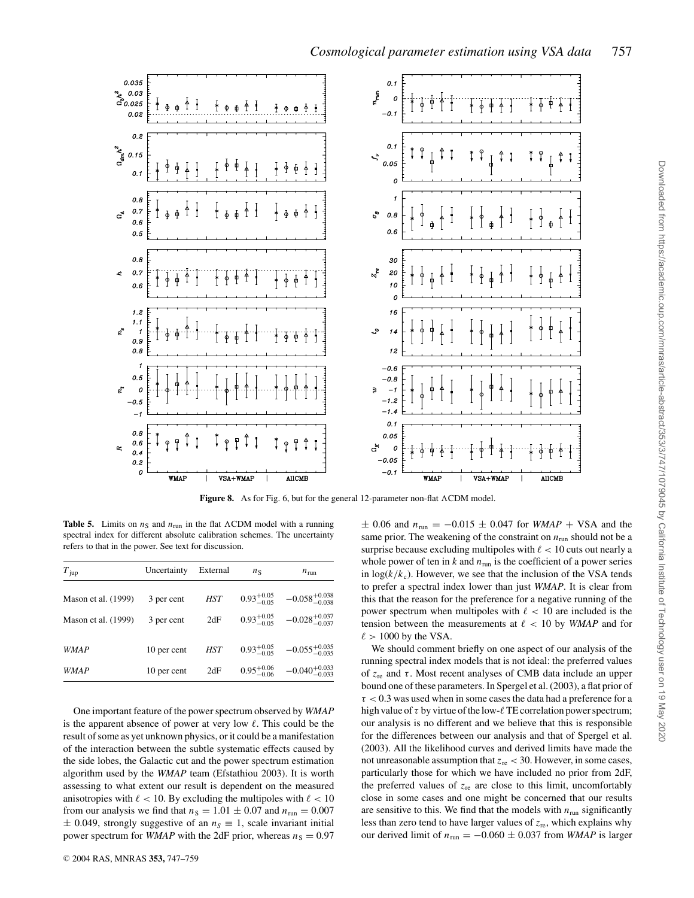**Figure 8.** As for Fig. 6, but for the general 12-parameter non-flat ΛCDM model.

**Table 5.** Limits on $n_S$ and $n_{run}$ in the flat ΛCDM model with a running spectral index for different absolute calibration schemes. The uncertainty refers to that in the power. See text for discussion.

| $T_{jup}$ | Uncertainty | External | $n_S$ | $n_{run}$ |
|---|---|---|---|---|
| Mason et al. (1999) | 3 per cent | *HST* | $0.93^{+0.05}_{-0.05}$ | $-0.058^{+0.038}_{-0.038}$ |
| Mason et al. (1999) | 3 per cent | 2dF | $0.93^{+0.05}_{-0.05}$ | $-0.028^{+0.037}_{-0.037}$ |
| *WMAP* | 10 per cent | *HST* | $0.93^{+0.05}_{-0.05}$ | $-0.055^{+0.035}_{-0.035}$ |
| *WMAP* | 10 per cent | 2dF | $0.95^{+0.06}_{-0.06}$ | $-0.040^{+0.033}_{-0.033}$ |

One important feature of the power spectrum observed by *WMAP* is the apparent absence of power at very low $\ell$. This could be the result of some as yet unknown physics, or it could be a manifestation of the interaction between the subtle systematic effects caused by the side lobes, the Galactic cut and the power spectrum estimation algorithm used by the *WMAP* team (Efstathiou 2003). It is worth assessing to what extent our result is dependent on the measured anisotropies with $\ell < 10$. By excluding the multipoles with $\ell < 10$ from our analysis we find that $n_S = 1.01 \pm 0.07$ and $n_{run} = 0.007 \pm 0.049$, strongly suggestive of an $n_S \equiv 1$, scale invariant initial power spectrum for *WMAP* with the 2dF prior, whereas $n_S = 0.97 \pm 0.06$ and $n_{run} = -0.015 \pm 0.047$ for *WMAP* + VSA and the same prior. The weakening of the constraint on $n_{run}$ should not be a surprise because excluding multipoles with $\ell < 10$ cuts out nearly a whole power of ten in $k$ and $n_{run}$ is the coefficient of a power series in $\log(k/k_c)$. However, we see that the inclusion of the VSA tends to prefer a spectral index lower than just *WMAP*. It is clear from this that the reason for the preference for a negative running of the power spectrum when multipoles with $\ell < 10$ are included is the tension between the measurements at $\ell < 10$ by *WMAP* and for $\ell > 1000$ by the VSA.

We should comment briefly on one aspect of our analysis of the running spectral index models that is not ideal: the preferred values of $z_{re}$ and $\tau$. Most recent analyses of CMB data include an upper bound one of these parameters. In Spergel et al. (2003), a flat prior of $\tau < 0.3$ was used when in some cases the data had a preference for a high value of $\tau$ by virtue of the low-$\ell$ TE correlation power spectrum; our analysis is no different and we believe that this is responsible for the differences between our analysis and that of Spergel et al. (2003). All the likelihood curves and derived limits have made the not unreasonable assumption that $z_{re} < 30$. However, in some cases, particularly those for which we have included no prior from 2dF, the preferred values of $z_{re}$ are close to this limit, uncomfortably close in some cases and one might be concerned that our results are sensitive to this. We find that the models with $n_{run}$ significantly less than zero tend to have larger values of $z_{re}$, which explains why our derived limit of $n_{run} = -0.060 \pm 0.037$ from *WMAP* is larger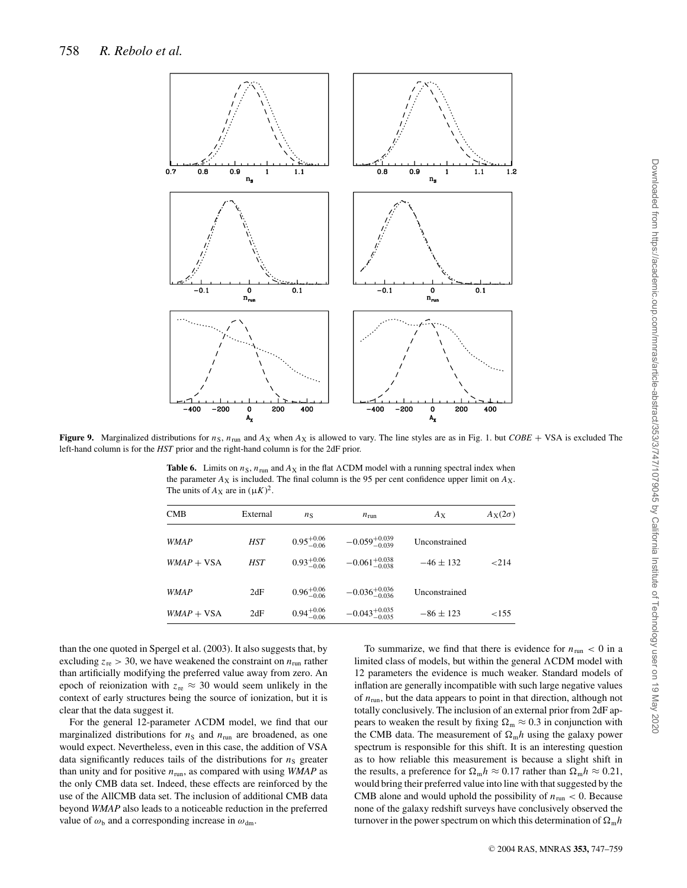**Figure 9.** Marginalized distributions for $n_S$, $n_{run}$ and $A_X$ when $A_X$ is allowed to vary. The line styles are as in Fig. 1. but *COBE* + VSA is excluded The left-hand column is for the *HST* prior and the right-hand column is for the 2dF prior.

**Table 6.** Limits on $n_S$, $n_{run}$ and $A_X$ in the flat ΛCDM model with a running spectral index when the parameter $A_X$ is included. The final column is the 95 per cent confidence upper limit on $A_X$. The units of $A_X$ are in $(\mu K)^2$.

| CMB | External | $n_S$ | $n_{run}$ | $A_X$ | $A_X(2\sigma)$ |
|---|---|---|---|---|---|
| *WMAP* | *HST* | $0.95^{+0.06}_{-0.06}$ | $-0.059^{+0.039}_{-0.039}$ | Unconstrained | |
| *WMAP* + VSA | *HST* | $0.93^{+0.06}_{-0.06}$ | $-0.061^{+0.038}_{-0.038}$ | $-46 \pm 132$ | <214 |
| *WMAP* | 2dF | $0.96^{+0.06}_{-0.06}$ | $-0.036^{+0.036}_{-0.036}$ | Unconstrained | |
| *WMAP* + VSA | 2dF | $0.94^{+0.06}_{-0.06}$ | $-0.043^{+0.035}_{-0.035}$ | $-86 \pm 123$ | <155 |

than the one quoted in Spergel et al. (2003). It also suggests that, by excluding $z_{re} > 30$, we have weakened the constraint on $n_{run}$ rather than artificially modifying the preferred value away from zero. An epoch of reionization with $z_{re} \approx 30$ would seem unlikely in the context of early structures being the source of ionization, but it is clear that the data suggest it.

For the general 12-parameter ΛCDM model, we find that our marginalized distributions for $n_S$ and $n_{run}$ are broadened, as one would expect. Nevertheless, even in this case, the addition of VSA data significantly reduces tails of the distributions for $n_S$ greater than unity and for positive $n_{run}$, as compared with using *WMAP* as the only CMB data set. Indeed, these effects are reinforced by the use of the AllCMB data set. The inclusion of additional CMB data beyond *WMAP* also leads to a noticeable reduction in the preferred value of $\omega_b$ and a corresponding increase in $\omega_{dm}$.

To summarize, we find that there is evidence for $n_{run} < 0$ in a limited class of models, but within the general ΛCDM model with 12 parameters the evidence is much weaker. Standard models of inflation are generally incompatible with such large negative values of $n_{run}$, but the data appears to point in that direction, although not totally conclusively. The inclusion of an external prior from 2dF appears to weaken the result by fixing $\Omega_m \approx 0.3$ in conjunction with the CMB data. The measurement of $\Omega_m h$ using the galaxy power spectrum is responsible for this shift. It is an interesting question as to how reliable this measurement is because a slight shift in the results, a preference for $\Omega_m h \approx 0.17$ rather than $\Omega_m h \approx 0.21$, would bring their preferred value into line with that suggested by the CMB alone and would uphold the possibility of $n_{run} < 0$. Because none of the galaxy redshift surveys have conclusively observed the turnover in the power spectrum on which this determination of $\Omega_m h$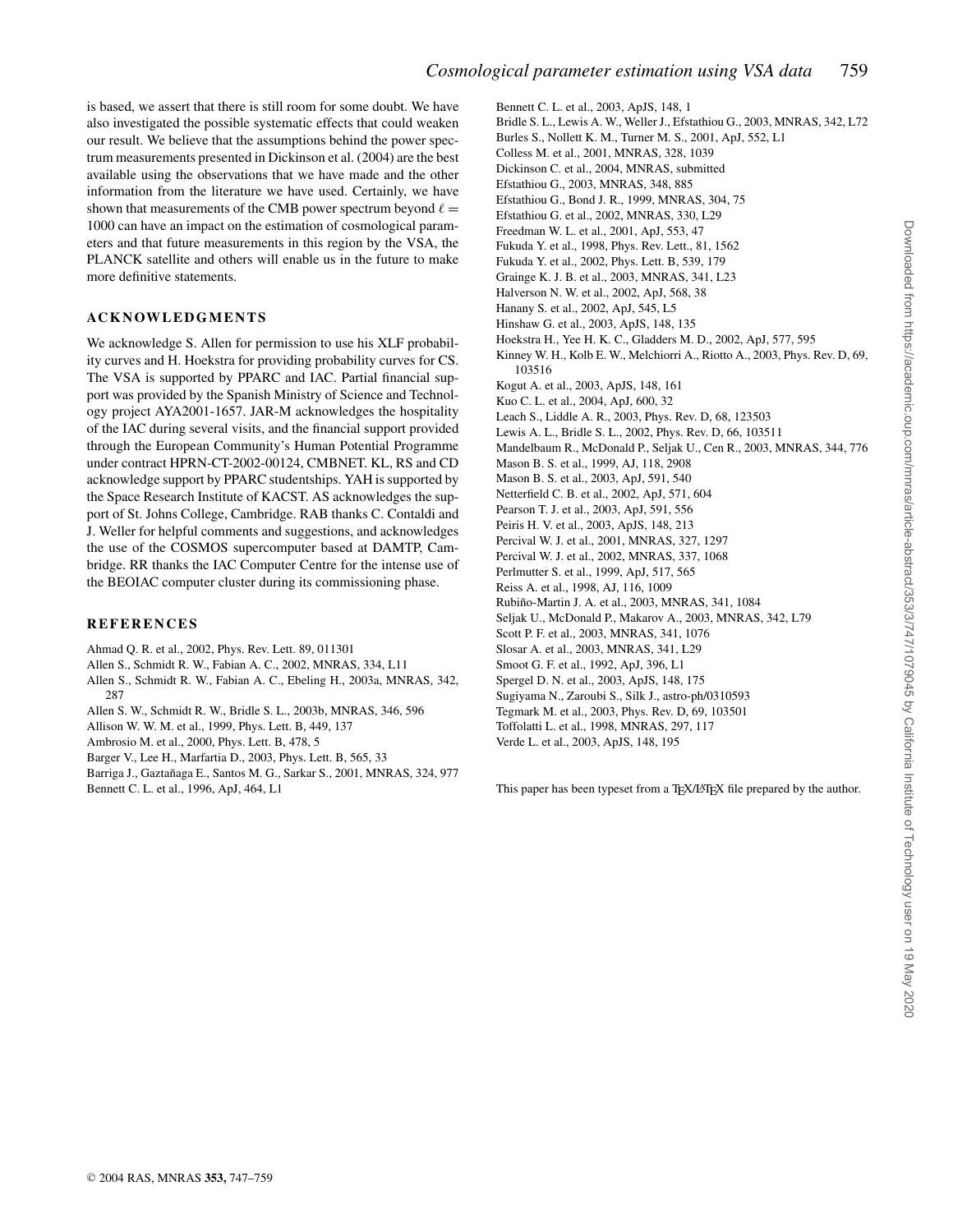is based, we assert that there is still room for some doubt. We have also investigated the possible systematic effects that could weaken our result. We believe that the assumptions behind the power spectrum measurements presented in Dickinson et al. (2004) are the best available using the observations that we have made and the other information from the literature we have used. Certainly, we have shown that measurements of the CMB power spectrum beyond $\ell = 1000$ can have an impact on the estimation of cosmological parameters and that future measurements in this region by the VSA, the PLANCK satellite and others will enable us in the future to make more definitive statements.

## ACKNOWLEDGMENTS

We acknowledge S. Allen for permission to use his XLF probability curves and H. Hoekstra for providing probability curves for CS. The VSA is supported by PPARC and IAC. Partial financial support was provided by the Spanish Ministry of Science and Technology project AYA2001-1657. JAR-M acknowledges the hospitality of the IAC during several visits, and the financial support provided through the European Community's Human Potential Programme under contract HPRN-CT-2002-00124, CMBNET. KL, RS and CD acknowledge support by PPARC studentships. YAH is supported by the Space Research Institute of KACST. AS acknowledges the support of St. Johns College, Cambridge. RAB thanks C. Contaldi and J. Weller for helpful comments and suggestions, and acknowledges the use of the COSMOS supercomputer based at DAMTP, Cambridge. RR thanks the IAC Computer Centre for the intense use of the BEOIAC computer cluster during its commissioning phase.

## REFERENCES

Ahmad Q. R. et al., 2002, Phys. Rev. Lett. 89, 011301
Allen S., Schmidt R. W., Fabian A. C., 2002, MNRAS, 334, L11
Allen S., Schmidt R. W., Fabian A. C., Ebeling H., 2003a, MNRAS, 342, 287
Allen S. W., Schmidt R. W., Bridle S. L., 2003b, MNRAS, 346, 596
Allison W. W. M. et al., 1999, Phys. Lett. B, 449, 137
Ambrosio M. et al., 2000, Phys. Lett. B, 478, 5
Barger V., Lee H., Marfartia D., 2003, Phys. Lett. B, 565, 33
Barriga J., Gaztañaga E., Santos M. G., Sarkar S., 2001, MNRAS, 324, 977
Bennett C. L. et al., 1996, ApJ, 464, L1
Bennett C. L. et al., 2003, ApJS, 148, 1
Bridle S. L., Lewis A. W., Weller J., Efstathiou G., 2003, MNRAS, 342, L72
Burles S., Nollett K. M., Turner M. S., 2001, ApJ, 552, L1
Colless M. et al., 2001, MNRAS, 328, 1039
Dickinson C. et al., 2004, MNRAS, submitted
Efstathiou G., 2003, MNRAS, 348, 885
Efstathiou G., Bond J. R., 1999, MNRAS, 304, 75
Efstathiou G. et al., 2002, MNRAS, 330, L29
Freedman W. L. et al., 2001, ApJ, 553, 47
Fukuda Y. et al., 1998, Phys. Rev. Lett., 81, 1562
Fukuda Y. et al., 2002, Phys. Lett. B, 539, 179
Grainge K. J. B. et al., 2003, MNRAS, 341, L23
Halverson N. W. et al., 2002, ApJ, 568, 38
Hanany S. et al., 2002, ApJ, 545, L5
Hinshaw G. et al., 2003, ApJS, 148, 135
Hoekstra H., Yee H. K. C., Gladders M. D., 2002, ApJ, 577, 595
Kinney W. H., Kolb E. W., Melchiorri A., Riotto A., 2003, Phys. Rev. D, 69, 103516
Kogut A. et al., 2003, ApJS, 148, 161
Kuo C. L. et al., 2004, ApJ, 600, 32
Leach S., Liddle A. R., 2003, Phys. Rev. D, 68, 123503
Lewis A. L., Bridle S. L., 2002, Phys. Rev. D, 66, 103511
Mandelbaum R., McDonald P., Seljak U., Cen R., 2003, MNRAS, 344, 776
Mason B. S. et al., 1999, AJ, 118, 2908
Mason B. S. et al., 2003, ApJ, 591, 540
Netterfield C. B. et al., 2002, ApJ, 571, 604
Pearson T. J. et al., 2003, ApJ, 591, 556
Peiris H. V. et al., 2003, ApJS, 148, 213
Percival W. J. et al., 2001, MNRAS, 327, 1297
Percival W. J. et al., 2002, MNRAS, 337, 1068
Perlmutter S. et al., 1999, ApJ, 517, 565
Reiss A. et al., 1998, AJ, 116, 1009
Rubiño-Martin J. A. et al., 2003, MNRAS, 341, 1084
Seljak U., McDonald P., Makarov A., 2003, MNRAS, 342, L79
Scott P. F. et al., 2003, MNRAS, 341, 1076
Slosar A. et al., 2003, MNRAS, 341, L29
Smoot G. F. et al., 1992, ApJ, 396, L1
Spergel D. N. et al., 2003, ApJS, 148, 175
Sugiyama N., Zaroubi S., Silk J., astro-ph/0310593
Tegmark M. et al., 2003, Phys. Rev. D, 69, 103501
Toffolatti L. et al., 1998, MNRAS, 297, 117
Verde L. et al., 2003, ApJS, 148, 195

This paper has been typeset from a TEX/LATEX file prepared by the author.